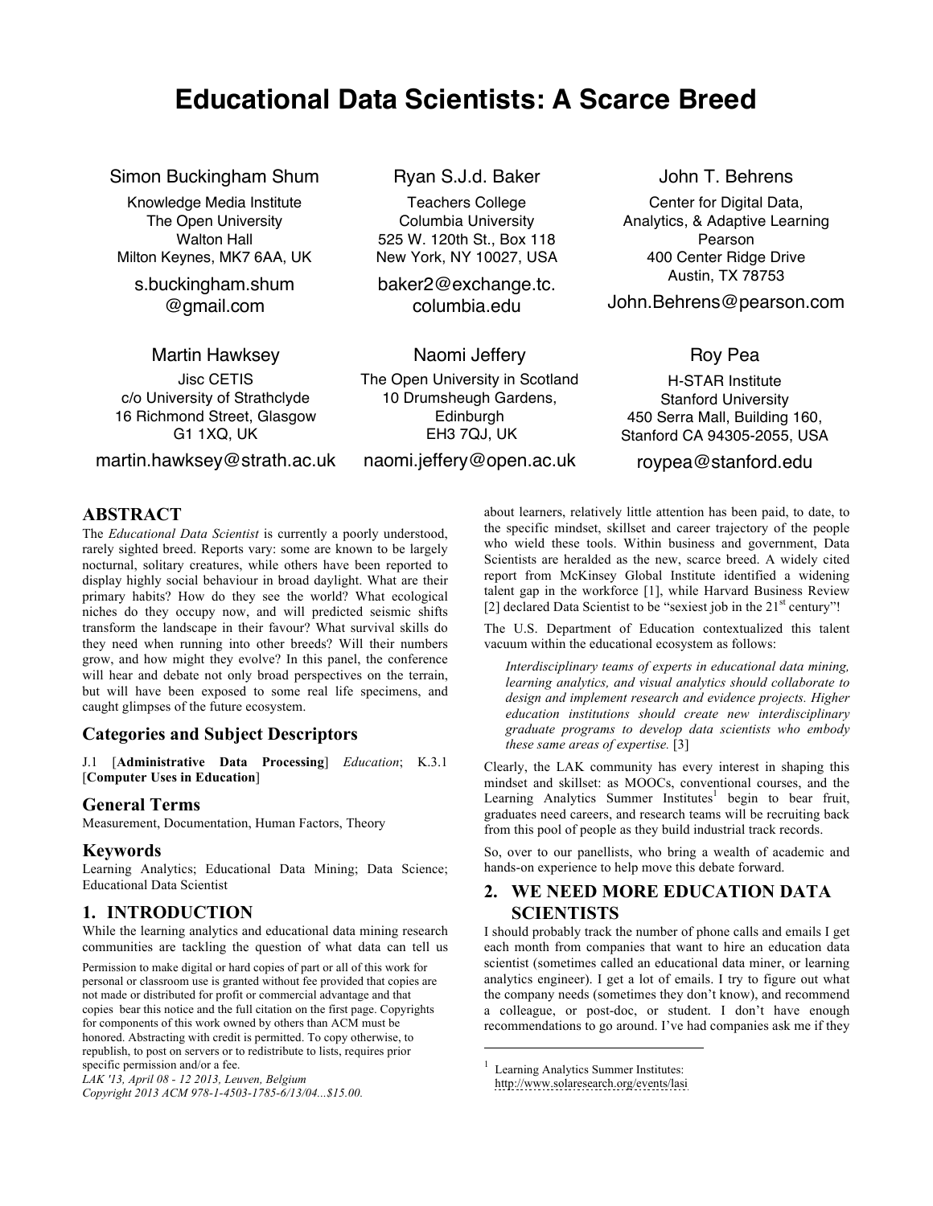# Educational Data Scientists: A Scarce Breed

Simon Buckingham Shum
Knowledge Media Institute
The Open University
Walton Hall
Milton Keynes, MK7 6AA, UK
s.buckingham.shum@gmail.com

Ryan S.J.d. Baker
Teachers College
Columbia University
525 W. 120th St., Box 118
New York, NY 10027, USA
baker2@exchange.tc.columbia.edu

John T. Behrens
Center for Digital Data, Analytics, & Adaptive Learning
Pearson
400 Center Ridge Drive
Austin, TX 78753
John.Behrens@pearson.com

Martin Hawksey
Jisc CETIS
c/o University of Strathclyde
16 Richmond Street, Glasgow
G1 1XQ, UK
martin.hawksey@strath.ac.uk

Naomi Jeffery
The Open University in Scotland
10 Drumsheugh Gardens,
Edinburgh
EH3 7QJ, UK
naomi.jeffery@open.ac.uk

Roy Pea
H-STAR Institute
Stanford University
450 Serra Mall, Building 160,
Stanford CA 94305-2055, USA
roypea@stanford.edu

## ABSTRACT

The *Educational Data Scientist* is currently a poorly understood, rarely sighted breed. Reports vary: some are known to be largely nocturnal, solitary creatures, while others have been reported to display highly social behaviour in broad daylight. What are their primary habits? How do they see the world? What ecological niches do they occupy now, and will predicted seismic shifts transform the landscape in their favour? What survival skills do they need when running into other breeds? Will their numbers grow, and how might they evolve? In this panel, the conference will hear and debate not only broad perspectives on the terrain, but will have been exposed to some real life specimens, and caught glimpses of the future ecosystem.

### Categories and Subject Descriptors

J.1 [**Administrative Data Processing**] *Education*; K.3.1 [**Computer Uses in Education**]

### General Terms

Measurement, Documentation, Human Factors, Theory

### Keywords

Learning Analytics; Educational Data Mining; Data Science; Educational Data Scientist

## 1. INTRODUCTION

While the learning analytics and educational data mining research communities are tackling the question of what data can tell us about learners, relatively little attention has been paid, to date, to the specific mindset, skillset and career trajectory of the people who wield these tools. Within business and government, Data Scientists are heralded as the new, scarce breed. A widely cited report from McKinsey Global Institute identified a widening talent gap in the workforce [1], while Harvard Business Review [2] declared Data Scientist to be "sexiest job in the 21st century"!

The U.S. Department of Education contextualized this talent vacuum within the educational ecosystem as follows:

> *Interdisciplinary teams of experts in educational data mining, learning analytics, and visual analytics should collaborate to design and implement research and evidence projects. Higher education institutions should create new interdisciplinary graduate programs to develop data scientists who embody these same areas of expertise.* [3]

Clearly, the LAK community has every interest in shaping this mindset and skillset: as MOOCs, conventional courses, and the Learning Analytics Summer Institutes[1] begin to bear fruit, graduates need careers, and research teams will be recruiting back from this pool of people as they build industrial track records.

So, over to our panellists, who bring a wealth of academic and hands-on experience to help move this debate forward.

## 2. WE NEED MORE EDUCATION DATA SCIENTISTS

I should probably track the number of phone calls and emails I get each month from companies that want to hire an education data scientist (sometimes called an educational data miner, or learning analytics engineer). I get a lot of emails. I try to figure out what the company needs (sometimes they don't know), and recommend a colleague, or post-doc, or student. I don't have enough recommendations to go around. I've had companies ask me if they

[1] Learning Analytics Summer Institutes: http://www.solaresearch.org/events/lasi

Permission to make digital or hard copies of part or all of this work for personal or classroom use is granted without fee provided that copies are not made or distributed for profit or commercial advantage and that copies bear this notice and the full citation on the first page. Copyrights for components of this work owned by others than ACM must be honored. Abstracting with credit is permitted. To copy otherwise, to republish, to post on servers or to redistribute to lists, requires prior specific permission and/or a fee.
*LAK '13, April 08 - 12 2013, Leuven, Belgium*
*Copyright 2013 ACM 978-1-4503-1785-6/13/04...$15.00.*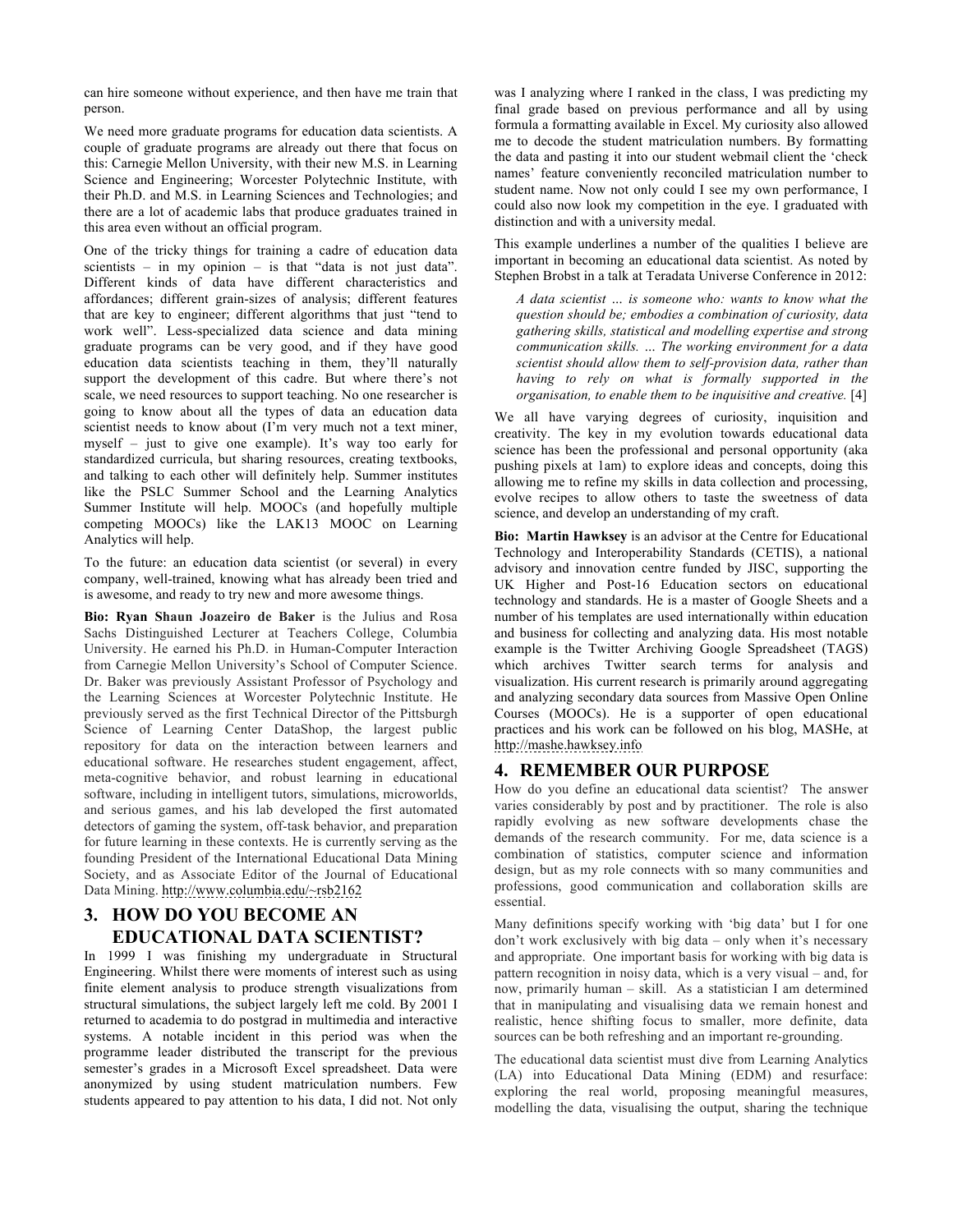can hire someone without experience, and then have me train that person.

We need more graduate programs for education data scientists. A couple of graduate programs are already out there that focus on this: Carnegie Mellon University, with their new M.S. in Learning Science and Engineering; Worcester Polytechnic Institute, with their Ph.D. and M.S. in Learning Sciences and Technologies; and there are a lot of academic labs that produce graduates trained in this area even without an official program.

One of the tricky things for training a cadre of education data scientists – in my opinion – is that "data is not just data". Different kinds of data have different characteristics and affordances; different grain-sizes of analysis; different features that are key to engineer; different algorithms that just "tend to work well". Less-specialized data science and data mining graduate programs can be very good, and if they have good education data scientists teaching in them, they'll naturally support the development of this cadre. But where there's not scale, we need resources to support teaching. No one researcher is going to know about all the types of data an education data scientist needs to know about (I'm very much not a text miner, myself – just to give one example). It's way too early for standardized curricula, but sharing resources, creating textbooks, and talking to each other will definitely help. Summer institutes like the PSLC Summer School and the Learning Analytics Summer Institute will help. MOOCs (and hopefully multiple competing MOOCs) like the LAK13 MOOC on Learning Analytics will help.

To the future: an education data scientist (or several) in every company, well-trained, knowing what has already been tried and is awesome, and ready to try new and more awesome things.

**Bio: Ryan Shaun Joazeiro de Baker** is the Julius and Rosa Sachs Distinguished Lecturer at Teachers College, Columbia University. He earned his Ph.D. in Human-Computer Interaction from Carnegie Mellon University's School of Computer Science. Dr. Baker was previously Assistant Professor of Psychology and the Learning Sciences at Worcester Polytechnic Institute. He previously served as the first Technical Director of the Pittsburgh Science of Learning Center DataShop, the largest public repository for data on the interaction between learners and educational software. He researches student engagement, affect, meta-cognitive behavior, and robust learning in educational software, including in intelligent tutors, simulations, microworlds, and serious games, and his lab developed the first automated detectors of gaming the system, off-task behavior, and preparation for future learning in these contexts. He is currently serving as the founding President of the International Educational Data Mining Society, and as Associate Editor of the Journal of Educational Data Mining. http://www.columbia.edu/~rsb2162

## 3. HOW DO YOU BECOME AN EDUCATIONAL DATA SCIENTIST?

In 1999 I was finishing my undergraduate in Structural Engineering. Whilst there were moments of interest such as using finite element analysis to produce strength visualizations from structural simulations, the subject largely left me cold. By 2001 I returned to academia to do postgrad in multimedia and interactive systems. A notable incident in this period was when the programme leader distributed the transcript for the previous semester's grades in a Microsoft Excel spreadsheet. Data were anonymized by using student matriculation numbers. Few students appeared to pay attention to his data, I did not. Not only was I analyzing where I ranked in the class, I was predicting my final grade based on previous performance and all by using formula a formatting available in Excel. My curiosity also allowed me to decode the student matriculation numbers. By formatting the data and pasting it into our student webmail client the 'check names' feature conveniently reconciled matriculation number to student name. Now not only could I see my own performance, I could also now look my competition in the eye. I graduated with distinction and with a university medal.

This example underlines a number of the qualities I believe are important in becoming an educational data scientist. As noted by Stephen Brobst in a talk at Teradata Universe Conference in 2012:

> *A data scientist … is someone who: wants to know what the question should be; embodies a combination of curiosity, data gathering skills, statistical and modelling expertise and strong communication skills. … The working environment for a data scientist should allow them to self-provision data, rather than having to rely on what is formally supported in the organisation, to enable them to be inquisitive and creative.* [4]

We all have varying degrees of curiosity, inquisition and creativity. The key in my evolution towards educational data science has been the professional and personal opportunity (aka pushing pixels at 1am) to explore ideas and concepts, doing this allowing me to refine my skills in data collection and processing, evolve recipes to allow others to taste the sweetness of data science, and develop an understanding of my craft.

**Bio: Martin Hawksey** is an advisor at the Centre for Educational Technology and Interoperability Standards (CETIS), a national advisory and innovation centre funded by JISC, supporting the UK Higher and Post-16 Education sectors on educational technology and standards. He is a master of Google Sheets and a number of his templates are used internationally within education and business for collecting and analyzing data. His most notable example is the Twitter Archiving Google Spreadsheet (TAGS) which archives Twitter search terms for analysis and visualization. His current research is primarily around aggregating and analyzing secondary data sources from Massive Open Online Courses (MOOCs). He is a supporter of open educational practices and his work can be followed on his blog, MASHe, at http://mashe.hawksey.info

## 4. REMEMBER OUR PURPOSE

How do you define an educational data scientist? The answer varies considerably by post and by practitioner. The role is also rapidly evolving as new software developments chase the demands of the research community. For me, data science is a combination of statistics, computer science and information design, but as my role connects with so many communities and professions, good communication and collaboration skills are essential.

Many definitions specify working with 'big data' but I for one don't work exclusively with big data – only when it's necessary and appropriate. One important basis for working with big data is pattern recognition in noisy data, which is a very visual – and, for now, primarily human – skill. As a statistician I am determined that in manipulating and visualising data we remain honest and realistic, hence shifting focus to smaller, more definite, data sources can be both refreshing and an important re-grounding.

The educational data scientist must dive from Learning Analytics (LA) into Educational Data Mining (EDM) and resurface: exploring the real world, proposing meaningful measures, modelling the data, visualising the output, sharing the technique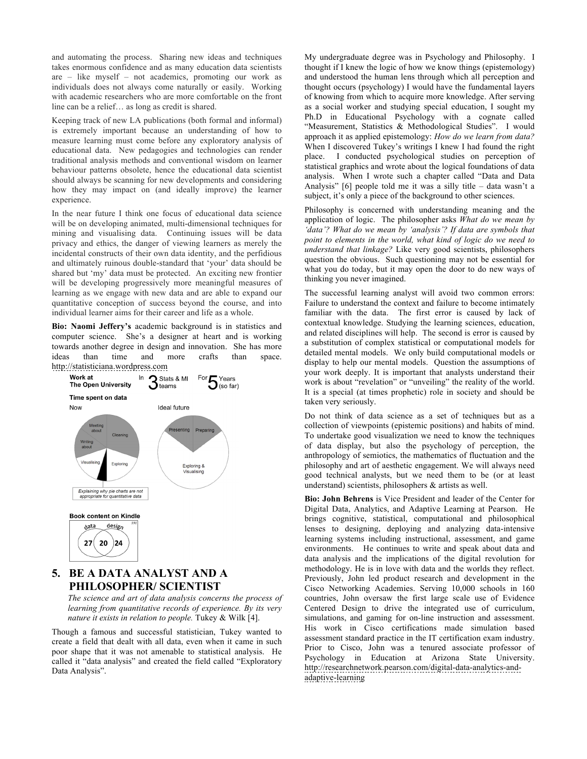and automating the process. Sharing new ideas and techniques takes enormous confidence and as many education data scientists are – like myself – not academics, promoting our work as individuals does not always come naturally or easily. Working with academic researchers who are more comfortable on the front line can be a relief… as long as credit is shared.

Keeping track of new LA publications (both formal and informal) is extremely important because an understanding of how to measure learning must come before any exploratory analysis of educational data. New pedagogies and technologies can render traditional analysis methods and conventional wisdom on learner behaviour patterns obsolete, hence the educational data scientist should always be scanning for new developments and considering how they may impact on (and ideally improve) the learner experience.

In the near future I think one focus of educational data science will be on developing animated, multi-dimensional techniques for mining and visualising data. Continuing issues will be data privacy and ethics, the danger of viewing learners as merely the incidental constructs of their own data identity, and the perfidious and ultimately ruinous double-standard that 'your' data should be shared but 'my' data must be protected. An exciting new frontier will be developing progressively more meaningful measures of learning as we engage with new data and are able to expand our quantitative conception of success beyond the course, and into individual learner aims for their career and life as a whole.

**Bio: Naomi Jeffery's** academic background is in statistics and computer science. She's a designer at heart and is working towards another degree in design and innovation. She has more ideas than time and more crafts than space. http://statisticiana.wordpress.com

Work at The Open University

In 3 Stats & MI teams

For 5 Years (so far)

Time spent on data

Now

Meeting about

Cleaning

Writing about

Visualising

Exploring

Explaining why pie charts are not appropriate for quantitative data

Ideal future

Presenting

Preparing

Exploring & Visualising

Book content on Kindle

data

design

27

20

24

191

## 5. BE A DATA ANALYST AND A PHILOSOPHER/ SCIENTIST

*The science and art of data analysis concerns the process of learning from quantitative records of experience. By its very nature it exists in relation to people.* Tukey & Wilk [4].

Though a famous and successful statistician, Tukey wanted to create a field that dealt with all data, even when it came in such poor shape that it was not amenable to statistical analysis. He called it "data analysis" and created the field called "Exploratory Data Analysis".

My undergraduate degree was in Psychology and Philosophy. I thought if I knew the logic of how we know things (epistemology) and understood the human lens through which all perception and thought occurs (psychology) I would have the fundamental layers of knowing from which to acquire more knowledge. After serving as a social worker and studying special education, I sought my Ph.D in Educational Psychology with a cognate called "Measurement, Statistics & Methodological Studies". I would approach it as applied epistemology: *How do we learn from data?* When I discovered Tukey's writings I knew I had found the right place. I conducted psychological studies on perception of statistical graphics and wrote about the logical foundations of data analysis. When I wrote such a chapter called "Data and Data Analysis" [6] people told me it was a silly title – data wasn't a subject, it's only a piece of the background to other sciences.

Philosophy is concerned with understanding meaning and the application of logic. The philosopher asks *What do we mean by 'data'? What do we mean by 'analysis'? If data are symbols that point to elements in the world, what kind of logic do we need to understand that linkage?* Like very good scientists, philosophers question the obvious. Such questioning may not be essential for what you do today, but it may open the door to do new ways of thinking you never imagined.

The successful learning analyst will avoid two common errors: Failure to understand the context and failure to become intimately familiar with the data. The first error is caused by lack of contextual knowledge. Studying the learning sciences, education, and related disciplines will help. The second is error is caused by a substitution of complex statistical or computational models for detailed mental models. We only build computational models or display to help our mental models. Question the assumptions of your work deeply. It is important that analysts understand their work is about "revelation" or "unveiling" the reality of the world. It is a special (at times prophetic) role in society and should be taken very seriously.

Do not think of data science as a set of techniques but as a collection of viewpoints (epistemic positions) and habits of mind. To undertake good visualization we need to know the techniques of data display, but also the psychology of perception, the anthropology of semiotics, the mathematics of fluctuation and the philosophy and art of aesthetic engagement. We will always need good technical analysts, but we need them to be (or at least understand) scientists, philosophers & artists as well.

**Bio: John Behrens** is Vice President and leader of the Center for Digital Data, Analytics, and Adaptive Learning at Pearson. He brings cognitive, statistical, computational and philosophical lenses to designing, deploying and analyzing data-intensive learning systems including instructional, assessment, and game environments. He continues to write and speak about data and data analysis and the implications of the digital revolution for methodology. He is in love with data and the worlds they reflect. Previously, John led product research and development in the Cisco Networking Academies. Serving 10,000 schools in 160 countries, John oversaw the first large scale use of Evidence Centered Design to drive the integrated use of curriculum, simulations, and gaming for on-line instruction and assessment. His work in Cisco certifications made simulation based assessment standard practice in the IT certification exam industry. Prior to Cisco, John was a tenured associate professor of Psychology in Education at Arizona State University. http://researchnetwork.pearson.com/digital-data-analytics-and-adaptive-learning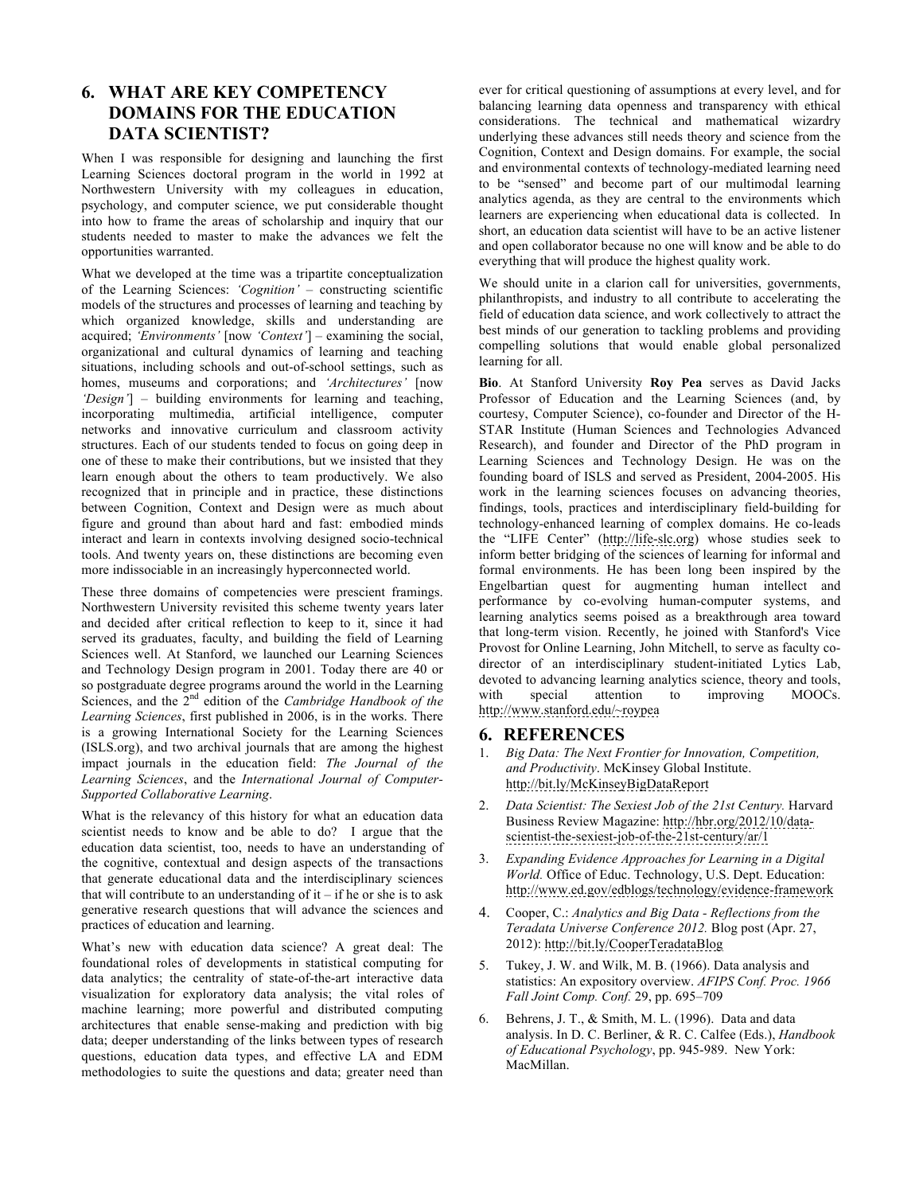## 6. WHAT ARE KEY COMPETENCY DOMAINS FOR THE EDUCATION DATA SCIENTIST?

When I was responsible for designing and launching the first Learning Sciences doctoral program in the world in 1992 at Northwestern University with my colleagues in education, psychology, and computer science, we put considerable thought into how to frame the areas of scholarship and inquiry that our students needed to master to make the advances we felt the opportunities warranted.

What we developed at the time was a tripartite conceptualization of the Learning Sciences: *'Cognition'* – constructing scientific models of the structures and processes of learning and teaching by which organized knowledge, skills and understanding are acquired; *'Environments'* [now *'Context'*] – examining the social, organizational and cultural dynamics of learning and teaching situations, including schools and out-of-school settings, such as homes, museums and corporations; and *'Architectures'* [now *'Design'*] – building environments for learning and teaching, incorporating multimedia, artificial intelligence, computer networks and innovative curriculum and classroom activity structures. Each of our students tended to focus on going deep in one of these to make their contributions, but we insisted that they learn enough about the others to team productively. We also recognized that in principle and in practice, these distinctions between Cognition, Context and Design were as much about figure and ground than about hard and fast: embodied minds interact and learn in contexts involving designed socio-technical tools. And twenty years on, these distinctions are becoming even more indissociable in an increasingly hyperconnected world.

These three domains of competencies were prescient framings. Northwestern University revisited this scheme twenty years later and decided after critical reflection to keep to it, since it had served its graduates, faculty, and building the field of Learning Sciences well. At Stanford, we launched our Learning Sciences and Technology Design program in 2001. Today there are 40 or so postgraduate degree programs around the world in the Learning Sciences, and the 2nd edition of the *Cambridge Handbook of the Learning Sciences*, first published in 2006, is in the works. There is a growing International Society for the Learning Sciences (ISLS.org), and two archival journals that are among the highest impact journals in the education field: *The Journal of the Learning Sciences*, and the *International Journal of Computer-Supported Collaborative Learning*.

What is the relevancy of this history for what an education data scientist needs to know and be able to do? I argue that the education data scientist, too, needs to have an understanding of the cognitive, contextual and design aspects of the transactions that generate educational data and the interdisciplinary sciences that will contribute to an understanding of it – if he or she is to ask generative research questions that will advance the sciences and practices of education and learning.

What's new with education data science? A great deal: The foundational roles of developments in statistical computing for data analytics; the centrality of state-of-the-art interactive data visualization for exploratory data analysis; the vital roles of machine learning; more powerful and distributed computing architectures that enable sense-making and prediction with big data; deeper understanding of the links between types of research questions, education data types, and effective LA and EDM methodologies to suite the questions and data; greater need than ever for critical questioning of assumptions at every level, and for balancing learning data openness and transparency with ethical considerations. The technical and mathematical wizardry underlying these advances still needs theory and science from the Cognition, Context and Design domains. For example, the social and environmental contexts of technology-mediated learning need to be "sensed" and become part of our multimodal learning analytics agenda, as they are central to the environments which learners are experiencing when educational data is collected. In short, an education data scientist will have to be an active listener and open collaborator because no one will know and be able to do everything that will produce the highest quality work.

We should unite in a clarion call for universities, governments, philanthropists, and industry to all contribute to accelerating the field of education data science, and work collectively to attract the best minds of our generation to tackling problems and providing compelling solutions that would enable global personalized learning for all.

**Bio**. At Stanford University **Roy Pea** serves as David Jacks Professor of Education and the Learning Sciences (and, by courtesy, Computer Science), co-founder and Director of the H-STAR Institute (Human Sciences and Technologies Advanced Research), and founder and Director of the PhD program in Learning Sciences and Technology Design. He was on the founding board of ISLS and served as President, 2004-2005. His work in the learning sciences focuses on advancing theories, findings, tools, practices and interdisciplinary field-building for technology-enhanced learning of complex domains. He co-leads the "LIFE Center" (http://life-slc.org) whose studies seek to inform better bridging of the sciences of learning for informal and formal environments. He has been long been inspired by the Engelbartian quest for augmenting human intellect and performance by co-evolving human-computer systems, and learning analytics seems poised as a breakthrough area toward that long-term vision. Recently, he joined with Stanford's Vice Provost for Online Learning, John Mitchell, to serve as faculty co-director of an interdisciplinary student-initiated Lytics Lab, devoted to advancing learning analytics science, theory and tools, with special attention to improving MOOCs. http://www.stanford.edu/~roypea

## 6. REFERENCES

1. *Big Data: The Next Frontier for Innovation, Competition, and Productivity*. McKinsey Global Institute. http://bit.ly/McKinseyBigDataReport
2. *Data Scientist: The Sexiest Job of the 21st Century.* Harvard Business Review Magazine: http://hbr.org/2012/10/data-scientist-the-sexiest-job-of-the-21st-century/ar/1
3. *Expanding Evidence Approaches for Learning in a Digital World.* Office of Educ. Technology, U.S. Dept. Education: http://www.ed.gov/edblogs/technology/evidence-framework
4. Cooper, C.: *Analytics and Big Data - Reflections from the Teradata Universe Conference 2012.* Blog post (Apr. 27, 2012): http://bit.ly/CooperTeradataBlog
5. Tukey, J. W. and Wilk, M. B. (1966). Data analysis and statistics: An expository overview. *AFIPS Conf. Proc. 1966 Fall Joint Comp. Conf.* 29, pp. 695–709
6. Behrens, J. T., & Smith, M. L. (1996). Data and data analysis. In D. C. Berliner, & R. C. Calfee (Eds.), *Handbook of Educational Psychology*, pp. 945-989. New York: MacMillan.